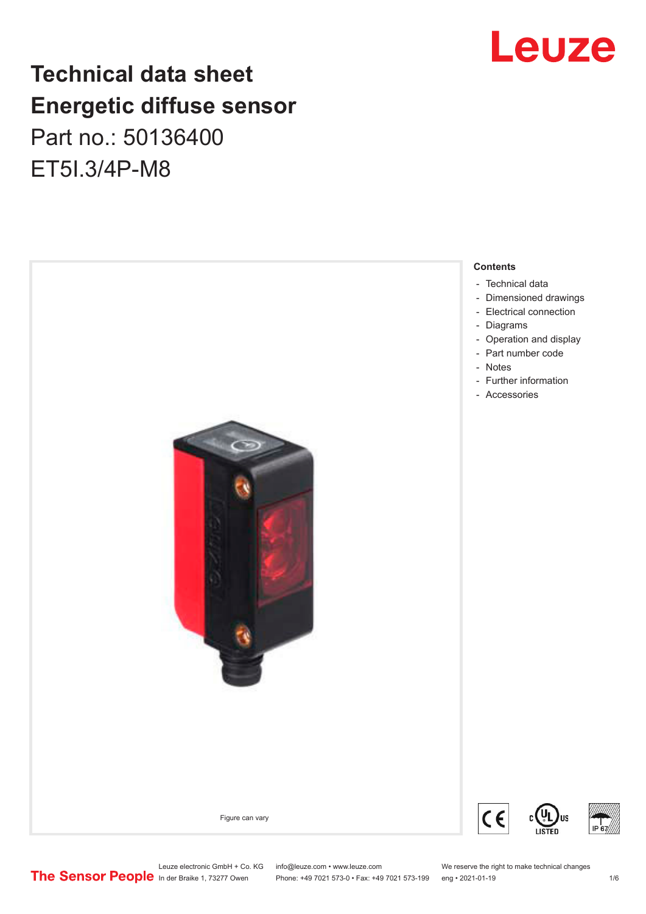# Technical data sheet
# Energetic diffuse sensor

Part no.: 50136400

ET5I.3/4P-M8

Figure can vary

**Contents**

- Technical data
- Dimensioned drawings
- Electrical connection
- Diagrams
- Operation and display
- Part number code
- Notes
- Further information
- Accessories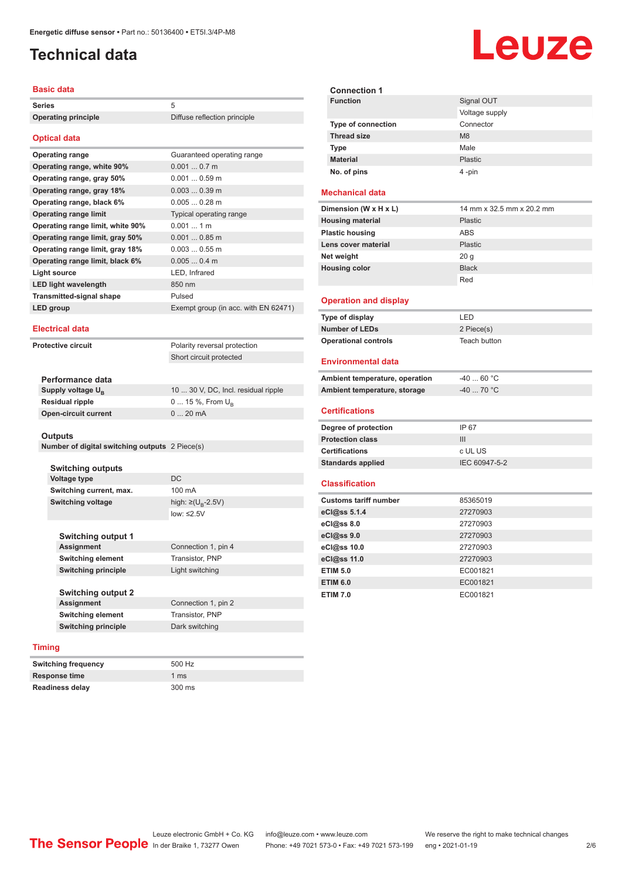# Technical data

## Basic data

| | |
|---|---|
| **Series** | 5 |
| **Operating principle** | Diffuse reflection principle |

## Optical data

| | |
|---|---|
| **Operating range** | Guaranteed operating range |
| **Operating range, white 90%** | 0.001 ... 0.7 m |
| **Operating range, gray 50%** | 0.001 ... 0.59 m |
| **Operating range, gray 18%** | 0.003 ... 0.39 m |
| **Operating range, black 6%** | 0.005 ... 0.28 m |
| **Operating range limit** | Typical operating range |
| **Operating range limit, white 90%** | 0.001 ... 1 m |
| **Operating range limit, gray 50%** | 0.001 ... 0.85 m |
| **Operating range limit, gray 18%** | 0.003 ... 0.55 m |
| **Operating range limit, black 6%** | 0.005 ... 0.4 m |
| **Light source** | LED, Infrared |
| **LED light wavelength** | 850 nm |
| **Transmitted-signal shape** | Pulsed |
| **LED group** | Exempt group (in acc. with EN 62471) |

## Electrical data

| | |
|---|---|
| **Protective circuit** | Polarity reversal protection |
| | Short circuit protected |

### Performance data

| | |
|---|---|
| **Supply voltage $U_B$** | 10 ... 30 V, DC, Incl. residual ripple |
| **Residual ripple** | 0 ... 15 %, From $U_B$ |
| **Open-circuit current** | 0 ... 20 mA |

### Outputs

| | |
|---|---|
| **Number of digital switching outputs** | 2 Piece(s) |

#### Switching outputs

| | |
|---|---|
| **Voltage type** | DC |
| **Switching current, max.** | 100 mA |
| **Switching voltage** | high: ≥($U_B$-2.5V) |
| | low: ≤2.5V |

#### Switching output 1

| | |
|---|---|
| **Assignment** | Connection 1, pin 4 |
| **Switching element** | Transistor, PNP |
| **Switching principle** | Light switching |

#### Switching output 2

| | |
|---|---|
| **Assignment** | Connection 1, pin 2 |
| **Switching element** | Transistor, PNP |
| **Switching principle** | Dark switching |

## Timing

| | |
|---|---|
| **Switching frequency** | 500 Hz |
| **Response time** | 1 ms |
| **Readiness delay** | 300 ms |

### Connection 1

| | |
|---|---|
| **Function** | Signal OUT |
| | Voltage supply |
| **Type of connection** | Connector |
| **Thread size** | M8 |
| **Type** | Male |
| **Material** | Plastic |
| **No. of pins** | 4 -pin |

## Mechanical data

| | |
|---|---|
| **Dimension (W x H x L)** | 14 mm x 32.5 mm x 20.2 mm |
| **Housing material** | Plastic |
| **Plastic housing** | ABS |
| **Lens cover material** | Plastic |
| **Net weight** | 20 g |
| **Housing color** | Black |
| | Red |

## Operation and display

| | |
|---|---|
| **Type of display** | LED |
| **Number of LEDs** | 2 Piece(s) |
| **Operational controls** | Teach button |

## Environmental data

| | |
|---|---|
| **Ambient temperature, operation** | -40 ... 60 °C |
| **Ambient temperature, storage** | -40 ... 70 °C |

## Certifications

| | |
|---|---|
| **Degree of protection** | IP 67 |
| **Protection class** | III |
| **Certifications** | c UL US |
| **Standards applied** | IEC 60947-5-2 |

## Classification

| | |
|---|---|
| **Customs tariff number** | 85365019 |
| **eCl@ss 5.1.4** | 27270903 |
| **eCl@ss 8.0** | 27270903 |
| **eCl@ss 9.0** | 27270903 |
| **eCl@ss 10.0** | 27270903 |
| **eCl@ss 11.0** | 27270903 |
| **ETIM 5.0** | EC001821 |
| **ETIM 6.0** | EC001821 |
| **ETIM 7.0** | EC001821 |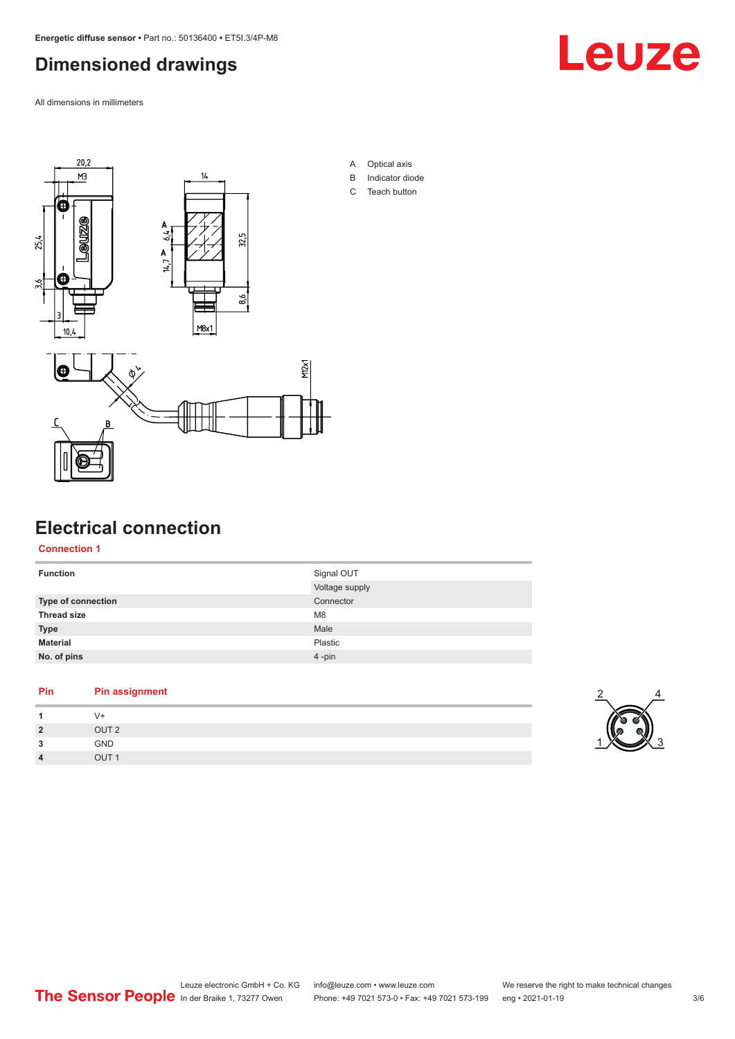# Dimensioned drawings

All dimensions in millimeters

A Optical axis
B Indicator diode
C Teach button

# Electrical connection

## Connection 1

| Function | Signal OUT |
|---|---|
| | Voltage supply |
| Type of connection | Connector |
| Thread size | M8 |
| Type | Male |
| Material | Plastic |
| No. of pins | 4 -pin |

| Pin | Pin assignment |
|---|---|
| 1 | V+ |
| 2 | OUT 2 |
| 3 | GND |
| 4 | OUT 1 |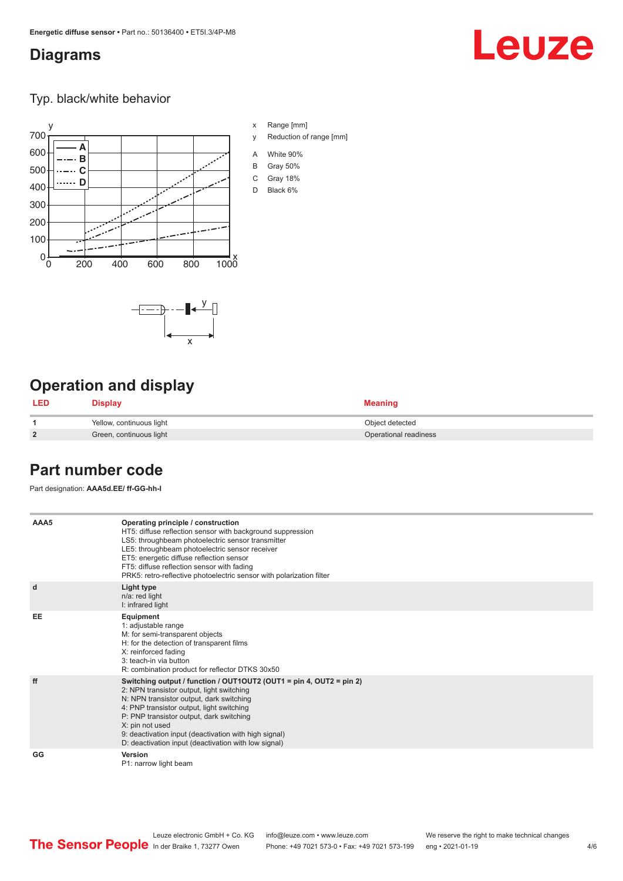## Diagrams

Typ. black/white behavior

x Range [mm]

y Reduction of range [mm]

A White 90%

B Gray 50%

C Gray 18%

D Black 6%

## Operation and display

| LED | Display | Meaning |
|---|---|---|
| 1 | Yellow, continuous light | Object detected |
| 2 | Green, continuous light | Operational readiness |

## Part number code

Part designation: **AAA5d.EE/ ff-GG-hh-I**

| | |
|---|---|
| AAA5 | **Operating principle / construction**<br>HT5: diffuse reflection sensor with background suppression<br>LS5: throughbeam photoelectric sensor transmitter<br>LE5: throughbeam photoelectric sensor receiver<br>ET5: energetic diffuse reflection sensor<br>FT5: diffuse reflection sensor with fading<br>PRK5: retro-reflective photoelectric sensor with polarization filter |
| d | **Light type**<br>n/a: red light<br>I: infrared light |
| EE | **Equipment**<br>1: adjustable range<br>M: for semi-transparent objects<br>H: for the detection of transparent films<br>X: reinforced fading<br>3: teach-in via button<br>R: combination product for reflector DTKS 30x50 |
| ff | **Switching output / function / OUT1OUT2 (OUT1 = pin 4, OUT2 = pin 2)**<br>2: NPN transistor output, light switching<br>N: NPN transistor output, dark switching<br>4: PNP transistor output, light switching<br>P: PNP transistor output, dark switching<br>X: pin not used<br>9: deactivation input (deactivation with high signal)<br>D: deactivation input (deactivation with low signal) |
| GG | **Version**<br>P1: narrow light beam |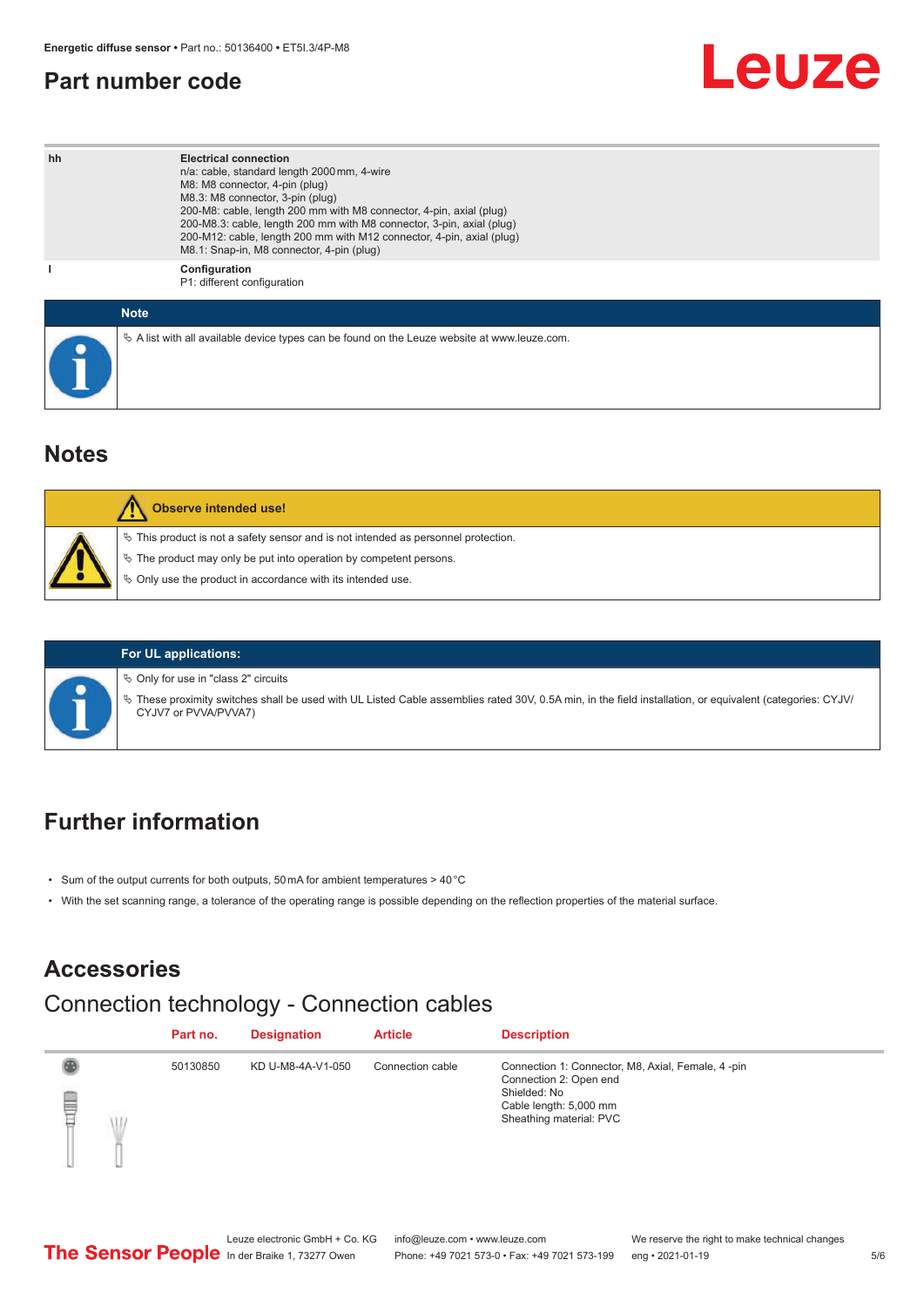# Part number code

| | |
|---|---|
| hh | **Electrical connection**<br>n/a: cable, standard length 2000 mm, 4-wire<br>M8: M8 connector, 4-pin (plug)<br>M8.3: M8 connector, 3-pin (plug)<br>200-M8: cable, length 200 mm with M8 connector, 4-pin, axial (plug)<br>200-M8.3: cable, length 200 mm with M8 connector, 3-pin, axial (plug)<br>200-M12: cable, length 200 mm with M12 connector, 4-pin, axial (plug)<br>M8.1: Snap-in, M8 connector, 4-pin (plug) |
| I | **Configuration**<br>P1: different configuration |

**Note**

- A list with all available device types can be found on the Leuze website at www.leuze.com.

## Notes

**Observe intended use!**

- This product is not a safety sensor and is not intended as personnel protection.
- The product may only be put into operation by competent persons.
- Only use the product in accordance with its intended use.

**For UL applications:**

- Only for use in "class 2" circuits
- These proximity switches shall be used with UL Listed Cable assemblies rated 30V, 0.5A min, in the field installation, or equivalent (categories: CYJV/CYJV7 or PVVA/PVVA7)

## Further information

- Sum of the output currents for both outputs, 50 mA for ambient temperatures > 40 °C
- With the set scanning range, a tolerance of the operating range is possible depending on the reflection properties of the material surface.

## Accessories

### Connection technology - Connection cables

| Part no. | Designation | Article | Description |
|---|---|---|---|
| 50130850 | KD U-M8-4A-V1-050 | Connection cable | Connection 1: Connector, M8, Axial, Female, 4 -pin<br>Connection 2: Open end<br>Shielded: No<br>Cable length: 5,000 mm<br>Sheathing material: PVC |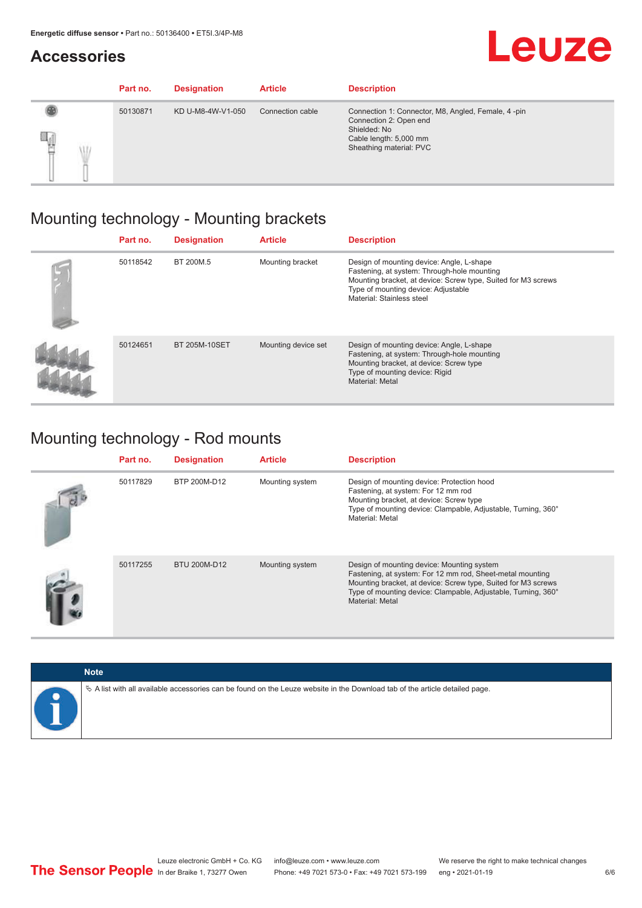## Accessories

| | Part no. | Designation | Article | Description |
|---|---|---|---|---|
| | 50130871 | KD U-M8-4W-V1-050 | Connection cable | Connection 1: Connector, M8, Angled, Female, 4 -pin<br>Connection 2: Open end<br>Shielded: No<br>Cable length: 5,000 mm<br>Sheathing material: PVC |

## Mounting technology - Mounting brackets

| | Part no. | Designation | Article | Description |
|---|---|---|---|---|
| | 50118542 | BT 200M.5 | Mounting bracket | Design of mounting device: Angle, L-shape<br>Fastening, at system: Through-hole mounting<br>Mounting bracket, at device: Screw type, Suited for M3 screws<br>Type of mounting device: Adjustable<br>Material: Stainless steel |
| | 50124651 | BT 205M-10SET | Mounting device set | Design of mounting device: Angle, L-shape<br>Fastening, at system: Through-hole mounting<br>Mounting bracket, at device: Screw type<br>Type of mounting device: Rigid<br>Material: Metal |

## Mounting technology - Rod mounts

| | Part no. | Designation | Article | Description |
|---|---|---|---|---|
| | 50117829 | BTP 200M-D12 | Mounting system | Design of mounting device: Protection hood<br>Fastening, at system: For 12 mm rod<br>Mounting bracket, at device: Screw type<br>Type of mounting device: Clampable, Adjustable, Turning, 360°<br>Material: Metal |
| | 50117255 | BTU 200M-D12 | Mounting system | Design of mounting device: Mounting system<br>Fastening, at system: For 12 mm rod, Sheet-metal mounting<br>Mounting bracket, at device: Screw type, Suited for M3 screws<br>Type of mounting device: Clampable, Adjustable, Turning, 360°<br>Material: Metal |

**Note**

↳ A list with all available accessories can be found on the Leuze website in the Download tab of the article detailed page.